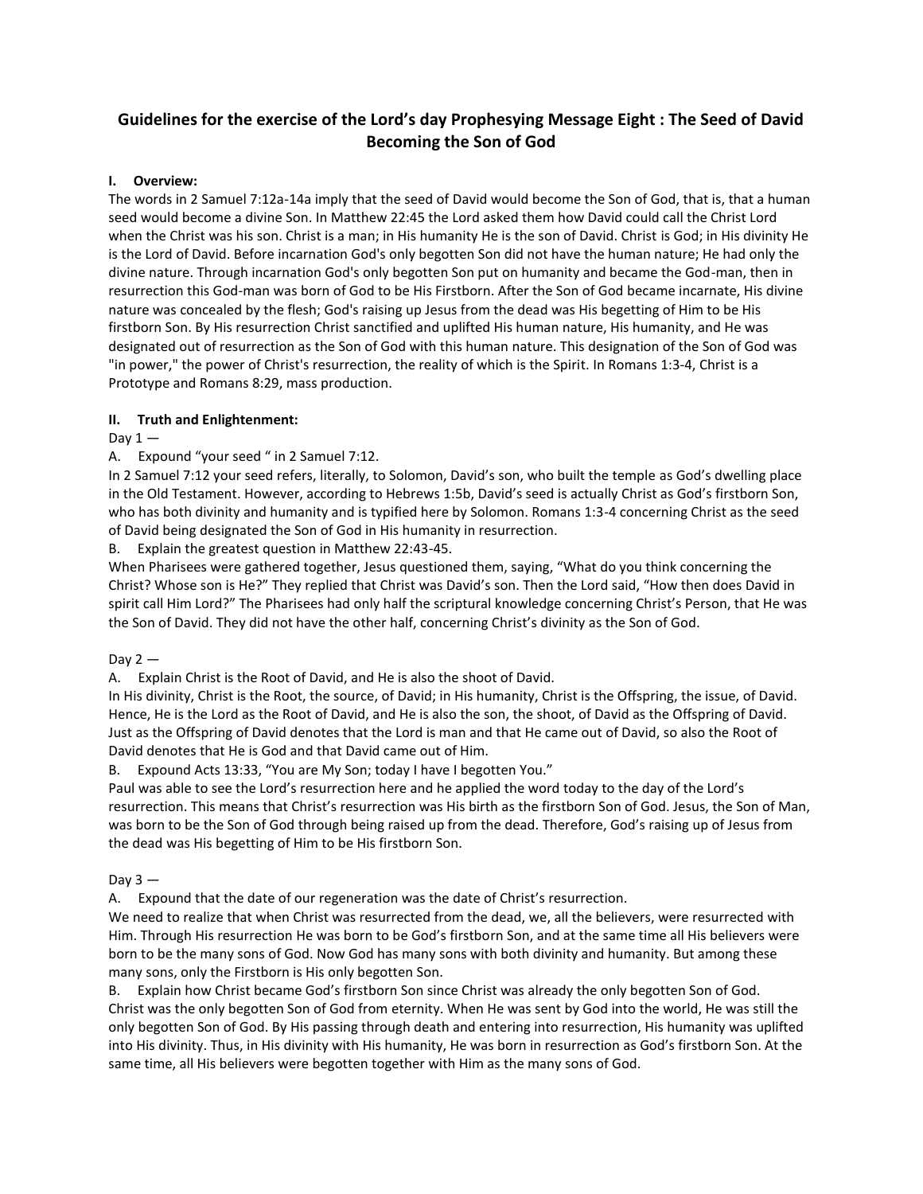# Guidelines for the exercise of the Lord's day Prophesying Message Eight : The Seed of David Becoming the Son of God

## I. Overview:

The words in 2 Samuel 7:12a-14a imply that the seed of David would become the Son of God, that is, that a human seed would become a divine Son. In Matthew 22:45 the Lord asked them how David could call the Christ Lord when the Christ was his son. Christ is a man; in His humanity He is the son of David. Christ is God; in His divinity He is the Lord of David. Before incarnation God's only begotten Son did not have the human nature; He had only the divine nature. Through incarnation God's only begotten Son put on humanity and became the God-man, then in resurrection this God-man was born of God to be His Firstborn. After the Son of God became incarnate, His divine nature was concealed by the flesh; God's raising up Jesus from the dead was His begetting of Him to be His firstborn Son. By His resurrection Christ sanctified and uplifted His human nature, His humanity, and He was designated out of resurrection as the Son of God with this human nature. This designation of the Son of God was "in power," the power of Christ's resurrection, the reality of which is the Spirit. In Romans 1:3-4, Christ is a Prototype and Romans 8:29, mass production.

## II. Truth and Enlightenment:

Day 1 —

A. Expound "your seed " in 2 Samuel 7:12.

In 2 Samuel 7:12 your seed refers, literally, to Solomon, David's son, who built the temple as God's dwelling place in the Old Testament. However, according to Hebrews 1:5b, David's seed is actually Christ as God's firstborn Son, who has both divinity and humanity and is typified here by Solomon. Romans 1:3-4 concerning Christ as the seed of David being designated the Son of God in His humanity in resurrection.

B. Explain the greatest question in Matthew 22:43-45.

When Pharisees were gathered together, Jesus questioned them, saying, "What do you think concerning the Christ? Whose son is He?" They replied that Christ was David's son. Then the Lord said, "How then does David in spirit call Him Lord?" The Pharisees had only half the scriptural knowledge concerning Christ's Person, that He was the Son of David. They did not have the other half, concerning Christ's divinity as the Son of God.

Day 2 —

A. Explain Christ is the Root of David, and He is also the shoot of David.

In His divinity, Christ is the Root, the source, of David; in His humanity, Christ is the Offspring, the issue, of David. Hence, He is the Lord as the Root of David, and He is also the son, the shoot, of David as the Offspring of David. Just as the Offspring of David denotes that the Lord is man and that He came out of David, so also the Root of David denotes that He is God and that David came out of Him.

B. Expound Acts 13:33, "You are My Son; today I have I begotten You."

Paul was able to see the Lord's resurrection here and he applied the word today to the day of the Lord's resurrection. This means that Christ's resurrection was His birth as the firstborn Son of God. Jesus, the Son of Man, was born to be the Son of God through being raised up from the dead. Therefore, God's raising up of Jesus from the dead was His begetting of Him to be His firstborn Son.

Day 3 —

A. Expound that the date of our regeneration was the date of Christ's resurrection.

We need to realize that when Christ was resurrected from the dead, we, all the believers, were resurrected with Him. Through His resurrection He was born to be God's firstborn Son, and at the same time all His believers were born to be the many sons of God. Now God has many sons with both divinity and humanity. But among these many sons, only the Firstborn is His only begotten Son.

B. Explain how Christ became God's firstborn Son since Christ was already the only begotten Son of God.

Christ was the only begotten Son of God from eternity. When He was sent by God into the world, He was still the only begotten Son of God. By His passing through death and entering into resurrection, His humanity was uplifted into His divinity. Thus, in His divinity with His humanity, He was born in resurrection as God's firstborn Son. At the same time, all His believers were begotten together with Him as the many sons of God.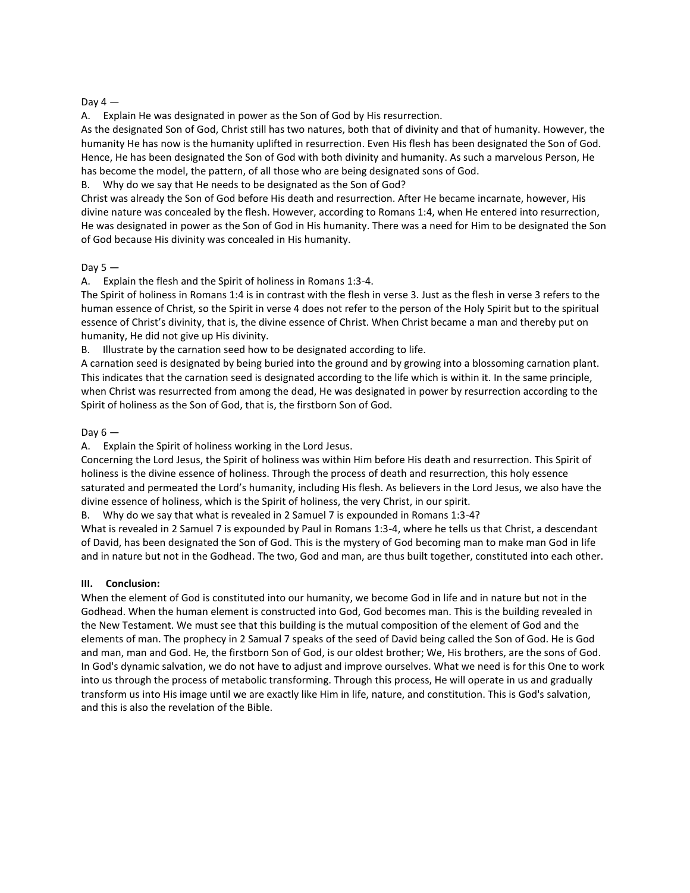Day 4 —

A. Explain He was designated in power as the Son of God by His resurrection.

As the designated Son of God, Christ still has two natures, both that of divinity and that of humanity. However, the humanity He has now is the humanity uplifted in resurrection. Even His flesh has been designated the Son of God. Hence, He has been designated the Son of God with both divinity and humanity. As such a marvelous Person, He has become the model, the pattern, of all those who are being designated sons of God.

B. Why do we say that He needs to be designated as the Son of God?

Christ was already the Son of God before His death and resurrection. After He became incarnate, however, His divine nature was concealed by the flesh. However, according to Romans 1:4, when He entered into resurrection, He was designated in power as the Son of God in His humanity. There was a need for Him to be designated the Son of God because His divinity was concealed in His humanity.

Day 5 —

A. Explain the flesh and the Spirit of holiness in Romans 1:3-4.

The Spirit of holiness in Romans 1:4 is in contrast with the flesh in verse 3. Just as the flesh in verse 3 refers to the human essence of Christ, so the Spirit in verse 4 does not refer to the person of the Holy Spirit but to the spiritual essence of Christ's divinity, that is, the divine essence of Christ. When Christ became a man and thereby put on humanity, He did not give up His divinity.

B. Illustrate by the carnation seed how to be designated according to life.

A carnation seed is designated by being buried into the ground and by growing into a blossoming carnation plant. This indicates that the carnation seed is designated according to the life which is within it. In the same principle, when Christ was resurrected from among the dead, He was designated in power by resurrection according to the Spirit of holiness as the Son of God, that is, the firstborn Son of God.

Day 6 —

A. Explain the Spirit of holiness working in the Lord Jesus.

Concerning the Lord Jesus, the Spirit of holiness was within Him before His death and resurrection. This Spirit of holiness is the divine essence of holiness. Through the process of death and resurrection, this holy essence saturated and permeated the Lord's humanity, including His flesh. As believers in the Lord Jesus, we also have the divine essence of holiness, which is the Spirit of holiness, the very Christ, in our spirit.

B. Why do we say that what is revealed in 2 Samuel 7 is expounded in Romans 1:3-4?

What is revealed in 2 Samuel 7 is expounded by Paul in Romans 1:3-4, where he tells us that Christ, a descendant of David, has been designated the Son of God. This is the mystery of God becoming man to make man God in life and in nature but not in the Godhead. The two, God and man, are thus built together, constituted into each other.

**III. Conclusion:**

When the element of God is constituted into our humanity, we become God in life and in nature but not in the Godhead. When the human element is constructed into God, God becomes man. This is the building revealed in the New Testament. We must see that this building is the mutual composition of the element of God and the elements of man. The prophecy in 2 Samual 7 speaks of the seed of David being called the Son of God. He is God and man, man and God. He, the firstborn Son of God, is our oldest brother; We, His brothers, are the sons of God. In God's dynamic salvation, we do not have to adjust and improve ourselves. What we need is for this One to work into us through the process of metabolic transforming. Through this process, He will operate in us and gradually transform us into His image until we are exactly like Him in life, nature, and constitution. This is God's salvation, and this is also the revelation of the Bible.